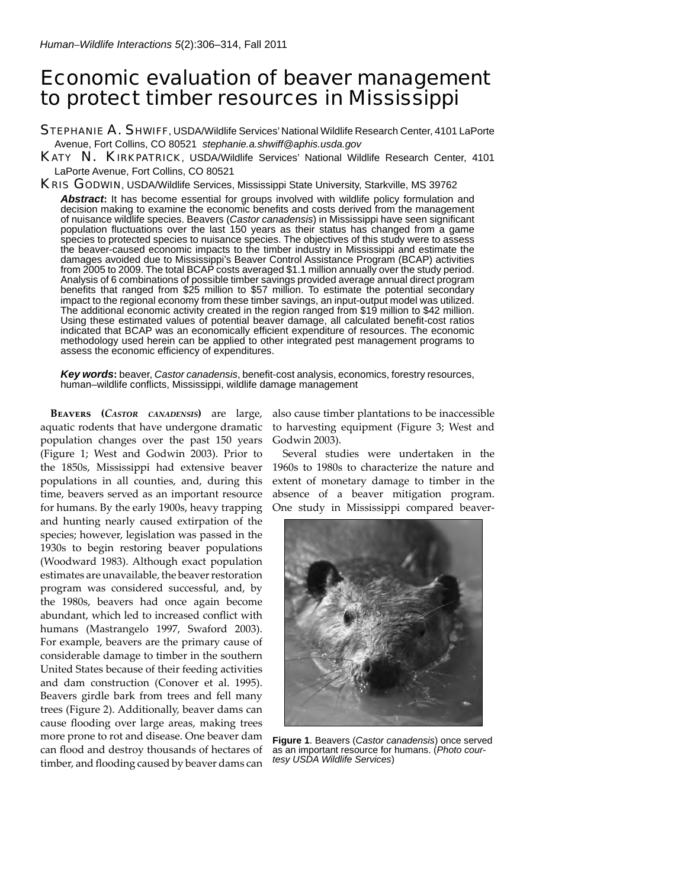# Economic evaluation of beaver management to protect timber resources in Mississippi

**Stephanie A. Shwiff**, USDA/Wildlife Services' National Wildlife Research Center, 4101 LaPorte Avenue, Fort Collins, CO 80521 *stephanie.a.shwiff@aphis.usda.gov*

**Katy N. Kirkpatrick**, USDA/Wildlife Services' National Wildlife Research Center, 4101 LaPorte Avenue, Fort Collins, CO 80521

**Kris Godwin**, USDA/Wildlife Services, Mississippi State University, Starkville, MS 39762

***Abstract*:** It has become essential for groups involved with wildlife policy formulation and decision making to examine the economic benefits and costs derived from the management of nuisance wildlife species. Beavers (*Castor canadensis*) in Mississippi have seen significant population fluctuations over the last 150 years as their status has changed from a game species to protected species to nuisance species. The objectives of this study were to assess the beaver-caused economic impacts to the timber industry in Mississippi and estimate the damages avoided due to Mississippi's Beaver Control Assistance Program (BCAP) activities from 2005 to 2009. The total BCAP costs averaged $1.1 million annually over the study period. Analysis of 6 combinations of possible timber savings provided average annual direct program benefits that ranged from $25 million to $57 million. To estimate the potential secondary impact to the regional economy from these timber savings, an input-output model was utilized. The additional economic activity created in the region ranged from $19 million to $42 million. Using these estimated values of potential beaver damage, all calculated benefit-cost ratios indicated that BCAP was an economically efficient expenditure of resources. The economic methodology used herein can be applied to other integrated pest management programs to assess the economic efficiency of expenditures.

***Key words*:** beaver, *Castor canadensis*, benefit-cost analysis, economics, forestry resources, human–wildlife conflicts, Mississippi, wildlife damage management

**Beavers (*Castor canadensis*)** are large, aquatic rodents that have undergone dramatic population changes over the past 150 years (Figure 1; West and Godwin 2003). Prior to the 1850s, Mississippi had extensive beaver populations in all counties, and, during this time, beavers served as an important resource for humans. By the early 1900s, heavy trapping and hunting nearly caused extirpation of the species; however, legislation was passed in the 1930s to begin restoring beaver populations (Woodward 1983). Although exact population estimates are unavailable, the beaver restoration program was considered successful, and, by the 1980s, beavers had once again become abundant, which led to increased conflict with humans (Mastrangelo 1997, Swaford 2003). For example, beavers are the primary cause of considerable damage to timber in the southern United States because of their feeding activities and dam construction (Conover et al. 1995). Beavers girdle bark from trees and fell many trees (Figure 2). Additionally, beaver dams can cause flooding over large areas, making trees more prone to rot and disease. One beaver dam can flood and destroy thousands of hectares of timber, and flooding caused by beaver dams can also cause timber plantations to be inaccessible to harvesting equipment (Figure 3; West and Godwin 2003).

Several studies were undertaken in the 1960s to 1980s to characterize the nature and extent of monetary damage to timber in the absence of a beaver mitigation program. One study in Mississippi compared beaver-

**Figure 1**. Beavers (*Castor canadensis*) once served as an important resource for humans. (*Photo courtesy USDA Wildlife Services*)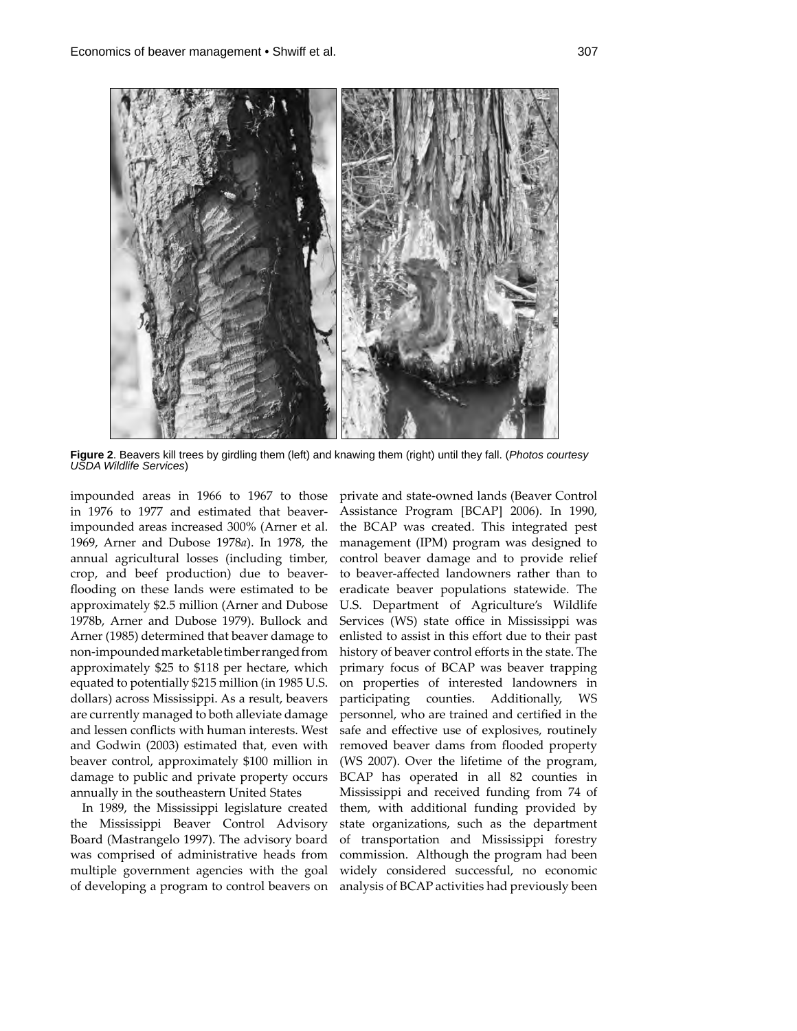**Figure 2**. Beavers kill trees by girdling them (left) and knawing them (right) until they fall. (*Photos courtesy USDA Wildlife Services*)

impounded areas in 1966 to 1967 to those in 1976 to 1977 and estimated that beaver-impounded areas increased 300% (Arner et al. 1969, Arner and Dubose 1978*a*). In 1978, the annual agricultural losses (including timber, crop, and beef production) due to beaver-flooding on these lands were estimated to be approximately $2.5 million (Arner and Dubose 1978b, Arner and Dubose 1979). Bullock and Arner (1985) determined that beaver damage to non-impounded marketable timber ranged from approximately $25 to $118 per hectare, which equated to potentially $215 million (in 1985 U.S. dollars) across Mississippi. As a result, beavers are currently managed to both alleviate damage and lessen conflicts with human interests. West and Godwin (2003) estimated that, even with beaver control, approximately $100 million in damage to public and private property occurs annually in the southeastern United States

In 1989, the Mississippi legislature created the Mississippi Beaver Control Advisory Board (Mastrangelo 1997). The advisory board was comprised of administrative heads from multiple government agencies with the goal of developing a program to control beavers on private and state-owned lands (Beaver Control Assistance Program [BCAP] 2006). In 1990, the BCAP was created. This integrated pest management (IPM) program was designed to control beaver damage and to provide relief to beaver-affected landowners rather than to eradicate beaver populations statewide. The U.S. Department of Agriculture's Wildlife Services (WS) state office in Mississippi was enlisted to assist in this effort due to their past history of beaver control efforts in the state. The primary focus of BCAP was beaver trapping on properties of interested landowners in participating counties. Additionally, WS personnel, who are trained and certified in the safe and effective use of explosives, routinely removed beaver dams from flooded property (WS 2007). Over the lifetime of the program, BCAP has operated in all 82 counties in Mississippi and received funding from 74 of them, with additional funding provided by state organizations, such as the department of transportation and Mississippi forestry commission. Although the program had been widely considered successful, no economic analysis of BCAP activities had previously been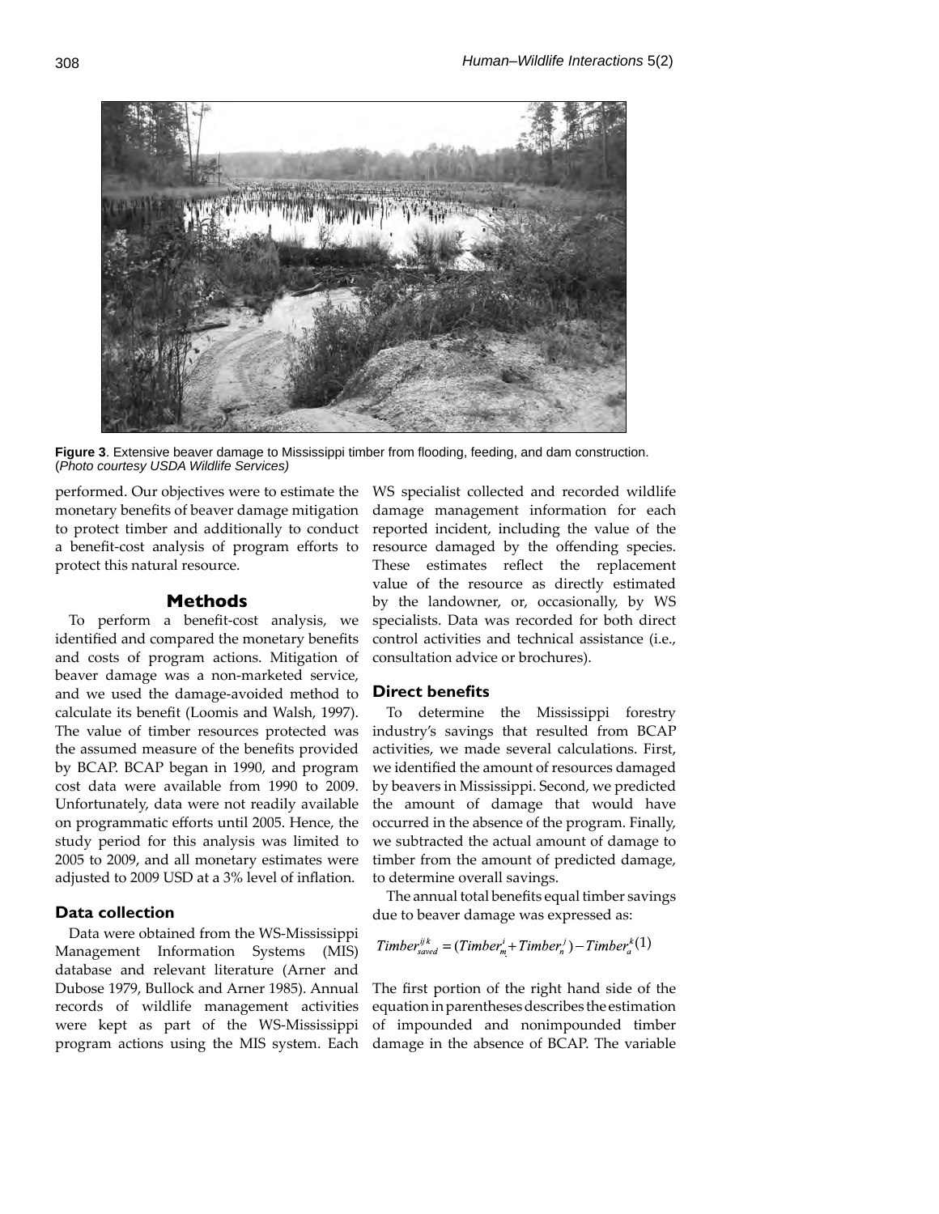**Figure 3**. Extensive beaver damage to Mississippi timber from flooding, feeding, and dam construction. (*Photo courtesy USDA Wildlife Services)*

performed. Our objectives were to estimate the monetary benefits of beaver damage mitigation to protect timber and additionally to conduct a benefit-cost analysis of program efforts to protect this natural resource.

## Methods

To perform a benefit-cost analysis, we identified and compared the monetary benefits and costs of program actions. Mitigation of beaver damage was a non-marketed service, and we used the damage-avoided method to calculate its benefit (Loomis and Walsh, 1997). The value of timber resources protected was the assumed measure of the benefits provided by BCAP. BCAP began in 1990, and program cost data were available from 1990 to 2009. Unfortunately, data were not readily available on programmatic efforts until 2005. Hence, the study period for this analysis was limited to 2005 to 2009, and all monetary estimates were adjusted to 2009 USD at a 3% level of inflation.

### Data collection

Data were obtained from the WS-Mississippi Management Information Systems (MIS) database and relevant literature (Arner and Dubose 1979, Bullock and Arner 1985). Annual records of wildlife management activities were kept as part of the WS-Mississippi program actions using the MIS system. Each WS specialist collected and recorded wildlife damage management information for each reported incident, including the value of the resource damaged by the offending species. These estimates reflect the replacement value of the resource as directly estimated by the landowner, or, occasionally, by WS specialists. Data was recorded for both direct control activities and technical assistance (i.e., consultation advice or brochures).

### Direct benefits

To determine the Mississippi forestry industry's savings that resulted from BCAP activities, we made several calculations. First, we identified the amount of resources damaged by beavers in Mississippi. Second, we predicted the amount of damage that would have occurred in the absence of the program. Finally, we subtracted the actual amount of damage to timber from the amount of predicted damage, to determine overall savings.

The annual total benefits equal timber savings due to beaver damage was expressed as:

$$Timber_{saved}^{ijk} = (Timber_{m}^{i} + Timber_{n}^{j}) - Timber_{a}^{k} \quad (1)$$

The first portion of the right hand side of the equation in parentheses describes the estimation of impounded and nonimpounded timber damage in the absence of BCAP. The variable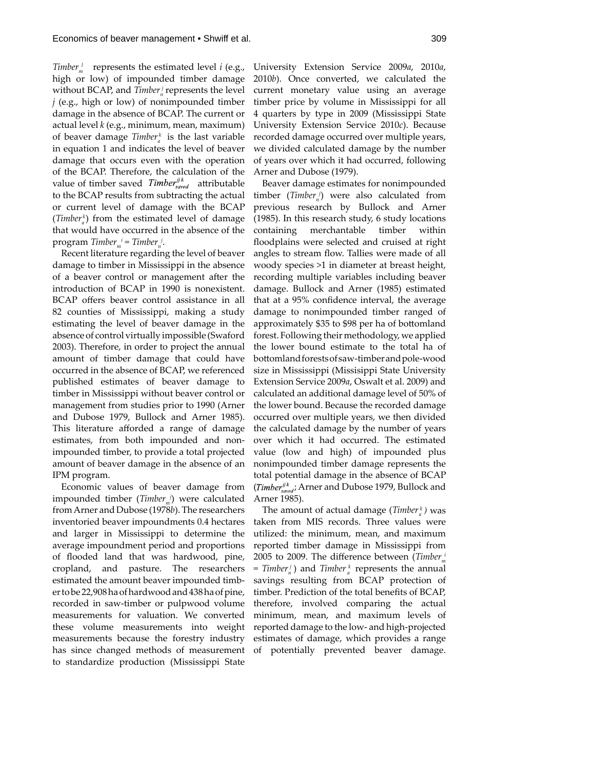$Timber_m^i$ represents the estimated level $i$ (e.g., high or low) of impounded timber damage without BCAP, and $Timber_n^j$ represents the level $j$ (e.g., high or low) of nonimpounded timber damage in the absence of BCAP. The current or actual level $k$ (e.g., minimum, mean, maximum) of beaver damage $Timber_a^k$ is the last variable in equation 1 and indicates the level of beaver damage that occurs even with the operation of the BCAP. Therefore, the calculation of the value of timber saved $Timber_{saved}^{ijk}$ attributable to the BCAP results from subtracting the actual or current level of damage with the BCAP ($Timber_a^k$) from the estimated level of damage that would have occurred in the absence of the program $Timber_m^i = Timber_n^j$.

Recent literature regarding the level of beaver damage to timber in Mississippi in the absence of a beaver control or management after the introduction of BCAP in 1990 is nonexistent. BCAP offers beaver control assistance in all 82 counties of Mississippi, making a study estimating the level of beaver damage in the absence of control virtually impossible (Swaford 2003). Therefore, in order to project the annual amount of timber damage that could have occurred in the absence of BCAP, we referenced published estimates of beaver damage to timber in Mississippi without beaver control or management from studies prior to 1990 (Arner and Dubose 1979, Bullock and Arner 1985). This literature afforded a range of damage estimates, from both impounded and nonimpounded timber, to provide a total projected amount of beaver damage in the absence of an IPM program.

Economic values of beaver damage from impounded timber ($Timber_m^i$) were calculated from Arner and Dubose (1978*b*). The researchers inventoried beaver impoundments 0.4 hectares and larger in Mississippi to determine the average impoundment period and proportions of flooded land that was hardwood, pine, cropland, and pasture. The researchers estimated the amount beaver impounded timber to be 22,908 ha of hardwood and 438 ha of pine, recorded in saw-timber or pulpwood volume measurements for valuation. We converted these volume measurements into weight measurements because the forestry industry has since changed methods of measurement to standardize production (Mississippi State University Extension Service 2009*a*, 2010*a*, 2010*b*). Once converted, we calculated the current monetary value using an average timber price by volume in Mississippi for all 4 quarters by type in 2009 (Mississippi State University Extension Service 2010*c*). Because recorded damage occurred over multiple years, we divided calculated damage by the number of years over which it had occurred, following Arner and Dubose (1979).

Beaver damage estimates for nonimpounded timber ($Timber_n^j$) were also calculated from previous research by Bullock and Arner (1985). In this research study, 6 study locations containing merchantable timber within floodplains were selected and cruised at right angles to stream flow. Tallies were made of all woody species >1 in diameter at breast height, recording multiple variables including beaver damage. Bullock and Arner (1985) estimated that at a 95% confidence interval, the average damage to nonimpounded timber ranged of approximately $35 to $98 per ha of bottomland forest. Following their methodology, we applied the lower bound estimate to the total ha of bottomland forests of saw-timber and pole-wood size in Mississippi (Missisipii State University Extension Service 2009*a*, Oswalt et al. 2009) and calculated an additional damage level of 50% of the lower bound. Because the recorded damage occurred over multiple years, we then divided the calculated damage by the number of years over which it had occurred. The estimated value (low and high) of impounded plus nonimpounded timber damage represents the total potential damage in the absence of BCAP ($Timber_{saved}^{ijk}$; Arner and Dubose 1979, Bullock and Arner 1985).

The amount of actual damage ($Timber_a^k$) was taken from MIS records. Three values were utilized: the minimum, mean, and maximum reported timber damage in Mississippi from 2005 to 2009. The difference between ($Timber_m^i = Timber_n^j$) and $Timber_a^k$ represents the annual savings resulting from BCAP protection of timber. Prediction of the total benefits of BCAP, therefore, involved comparing the actual minimum, mean, and maximum levels of reported damage to the low- and high-projected estimates of damage, which provides a range of potentially prevented beaver damage.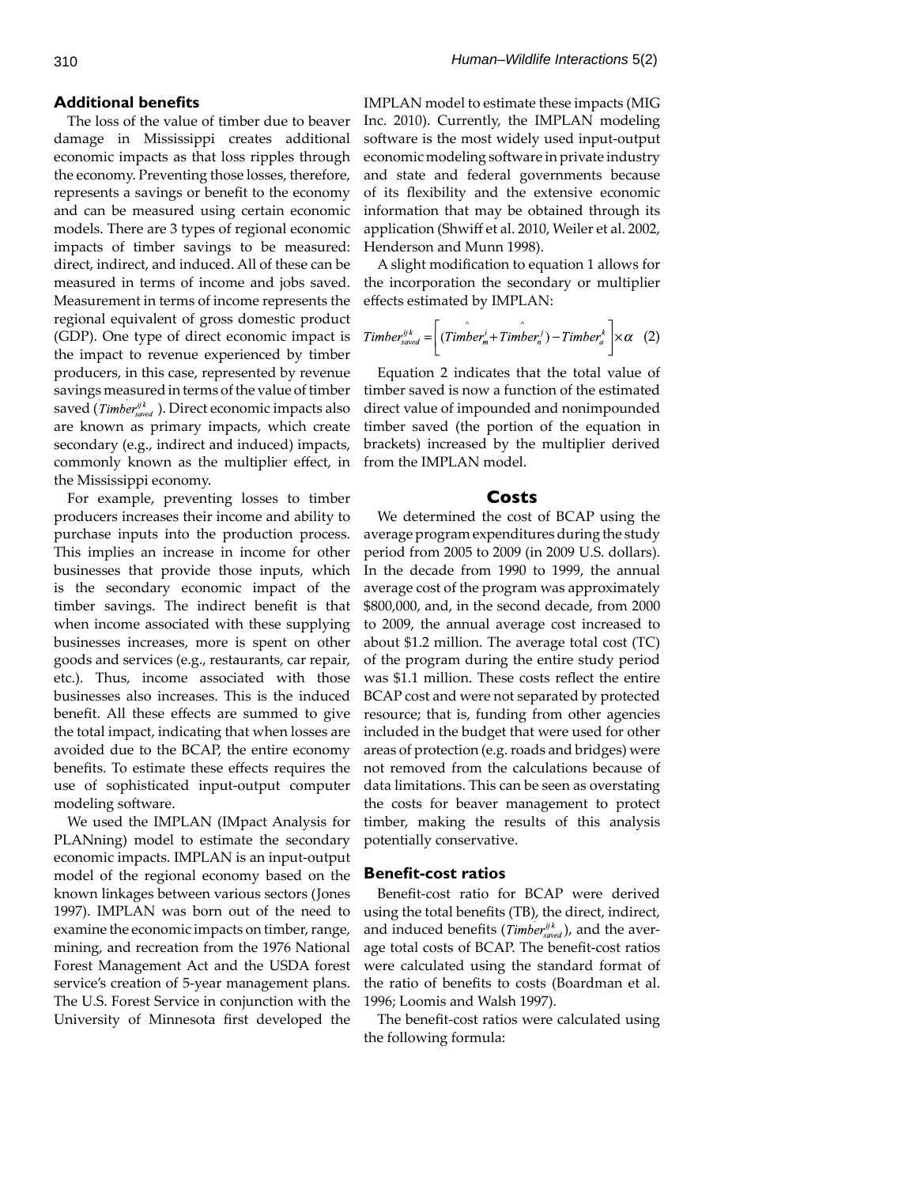### Additional benefits

The loss of the value of timber due to beaver damage in Mississippi creates additional economic impacts as that loss ripples through the economy. Preventing those losses, therefore, represents a savings or benefit to the economy and can be measured using certain economic models. There are 3 types of regional economic impacts of timber savings to be measured: direct, indirect, and induced. All of these can be measured in terms of income and jobs saved. Measurement in terms of income represents the regional equivalent of gross domestic product (GDP). One type of direct economic impact is the impact to revenue experienced by timber producers, in this case, represented by revenue savings measured in terms of the value of timber saved ($Timber_{saved}^{ijk}$). Direct economic impacts also are known as primary impacts, which create secondary (e.g., indirect and induced) impacts, commonly known as the multiplier effect, in the Mississippi economy.

For example, preventing losses to timber producers increases their income and ability to purchase inputs into the production process. This implies an increase in income for other businesses that provide those inputs, which is the secondary economic impact of the timber savings. The indirect benefit is that when income associated with these supplying businesses increases, more is spent on other goods and services (e.g., restaurants, car repair, etc.). Thus, income associated with those businesses also increases. This is the induced benefit. All these effects are summed to give the total impact, indicating that when losses are avoided due to the BCAP, the entire economy benefits. To estimate these effects requires the use of sophisticated input-output computer modeling software.

We used the IMPLAN (IMpact Analysis for PLANning) model to estimate the secondary economic impacts. IMPLAN is an input-output model of the regional economy based on the known linkages between various sectors (Jones 1997). IMPLAN was born out of the need to examine the economic impacts on timber, range, mining, and recreation from the 1976 National Forest Management Act and the USDA forest service's creation of 5-year management plans. The U.S. Forest Service in conjunction with the University of Minnesota first developed the IMPLAN model to estimate these impacts (MIG Inc. 2010). Currently, the IMPLAN modeling software is the most widely used input-output economic modeling software in private industry and state and federal governments because of its flexibility and the extensive economic information that may be obtained through its application (Shwiff et al. 2010, Weiler et al. 2002, Henderson and Munn 1998).

A slight modification to equation 1 allows for the incorporation the secondary or multiplier effects estimated by IMPLAN:

$$Timber_{saved}^{ijk} = \left[ (\hat{Timber}_m^i + \hat{Timber}_n^j) - Timber_a^k \right] \times \alpha \quad (2)$$

Equation 2 indicates that the total value of timber saved is now a function of the estimated direct value of impounded and nonimpounded timber saved (the portion of the equation in brackets) increased by the multiplier derived from the IMPLAN model.

## Costs

We determined the cost of BCAP using the average program expenditures during the study period from 2005 to 2009 (in 2009 U.S. dollars). In the decade from 1990 to 1999, the annual average cost of the program was approximately \$800,000, and, in the second decade, from 2000 to 2009, the annual average cost increased to about \$1.2 million. The average total cost (TC) of the program during the entire study period was \$1.1 million. These costs reflect the entire BCAP cost and were not separated by protected resource; that is, funding from other agencies included in the budget that were used for other areas of protection (e.g. roads and bridges) were not removed from the calculations because of data limitations. This can be seen as overstating the costs for beaver management to protect timber, making the results of this analysis potentially conservative.

### Benefit-cost ratios

Benefit-cost ratio for BCAP were derived using the total benefits (TB), the direct, indirect, and induced benefits ($Timber_{saved}^{ijk}$), and the average total costs of BCAP. The benefit-cost ratios were calculated using the standard format of the ratio of benefits to costs (Boardman et al. 1996; Loomis and Walsh 1997).

The benefit-cost ratios were calculated using the following formula: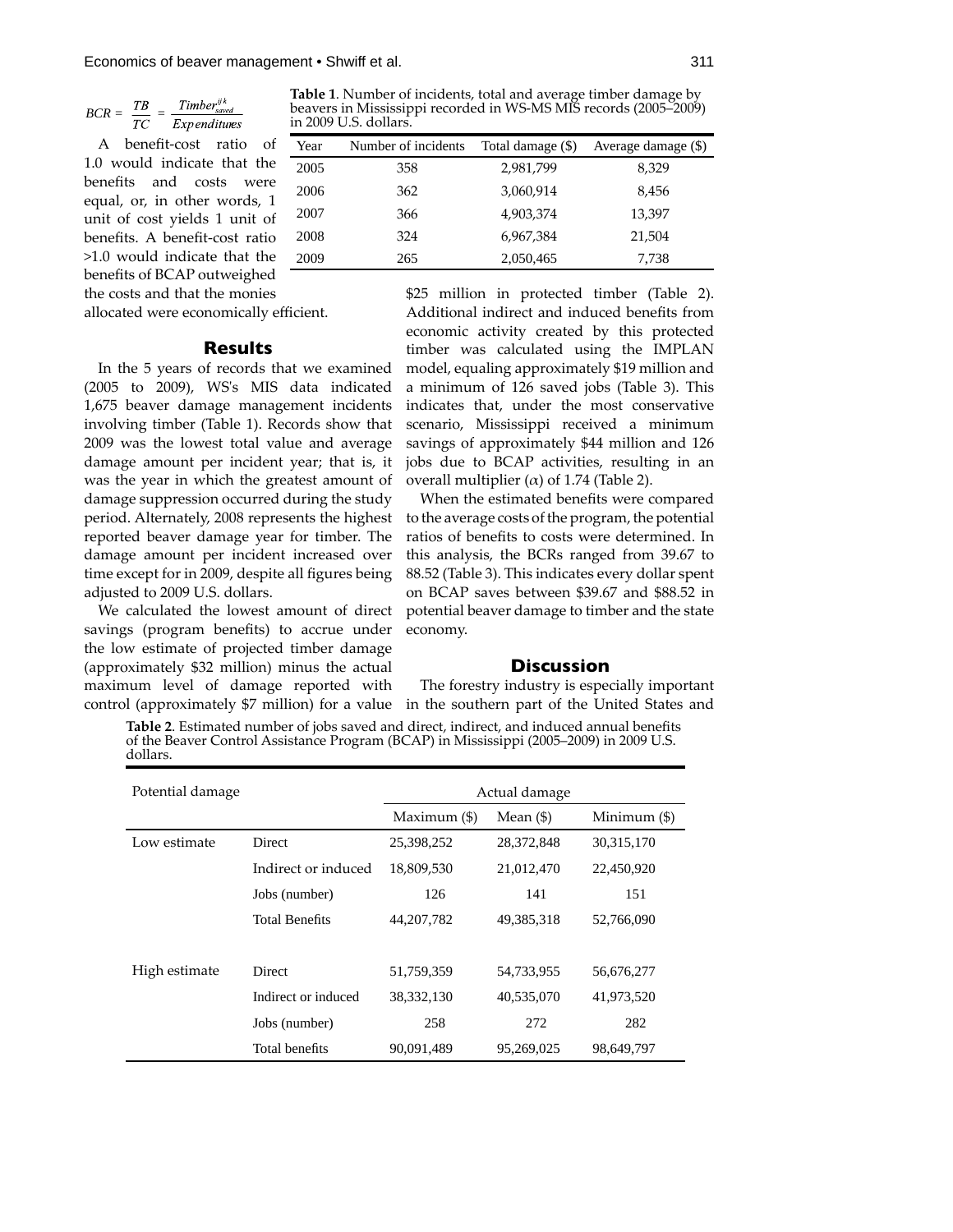$$BCR = \frac{TB}{TC} = \frac{Timber_{saved}^{ijk}}{Expenditures}$$

A benefit-cost ratio of 1.0 would indicate that the benefits and costs were equal, or, in other words, 1 unit of cost yields 1 unit of benefits. A benefit-cost ratio >1.0 would indicate that the benefits of BCAP outweighed the costs and that the monies allocated were economically efficient.

**Table 1**. Number of incidents, total and average timber damage by beavers in Mississippi recorded in WS-MS MIS records (2005–2009) in 2009 U.S. dollars.

| Year | Number of incidents | Total damage ($) | Average damage ($) |
|---|---|---|---|
| 2005 | 358 | 2,981,799 | 8,329 |
| 2006 | 362 | 3,060,914 | 8,456 |
| 2007 | 366 | 4,903,374 | 13,397 |
| 2008 | 324 | 6,967,384 | 21,504 |
| 2009 | 265 | 2,050,465 | 7,738 |

## Results

In the 5 years of records that we examined (2005 to 2009), WS's MIS data indicated 1,675 beaver damage management incidents involving timber (Table 1). Records show that 2009 was the lowest total value and average damage amount per incident year; that is, it was the year in which the greatest amount of damage suppression occurred during the study period. Alternately, 2008 represents the highest reported beaver damage year for timber. The damage amount per incident increased over time except for in 2009, despite all figures being adjusted to 2009 U.S. dollars.

We calculated the lowest amount of direct savings (program benefits) to accrue under the low estimate of projected timber damage (approximately $32 million) minus the actual maximum level of damage reported with control (approximately $7 million) for a value $25 million in protected timber (Table 2). Additional indirect and induced benefits from economic activity created by this protected timber was calculated using the IMPLAN model, equaling approximately $19 million and a minimum of 126 saved jobs (Table 3). This indicates that, under the most conservative scenario, Mississippi received a minimum savings of approximately $44 million and 126 jobs due to BCAP activities, resulting in an overall multiplier ($\alpha$) of 1.74 (Table 2).

When the estimated benefits were compared to the average costs of the program, the potential ratios of benefits to costs were determined. In this analysis, the BCRs ranged from 39.67 to 88.52 (Table 3). This indicates every dollar spent on BCAP saves between $39.67 and $88.52 in potential beaver damage to timber and the state economy.

## Discussion

The forestry industry is especially important in the southern part of the United States and

**Table 2**. Estimated number of jobs saved and direct, indirect, and induced annual benefits of the Beaver Control Assistance Program (BCAP) in Mississippi (2005–2009) in 2009 U.S. dollars.

| Potential damage | | Actual damage | | |
|---|---|---|---|---|
| | | Maximum ($) | Mean ($) | Minimum ($) |
| Low estimate | Direct | 25,398,252 | 28,372,848 | 30,315,170 |
| | Indirect or induced | 18,809,530 | 21,012,470 | 22,450,920 |
| | Jobs (number) | 126 | 141 | 151 |
| | Total Benefits | 44,207,782 | 49,385,318 | 52,766,090 |
| High estimate | Direct | 51,759,359 | 54,733,955 | 56,676,277 |
| | Indirect or induced | 38,332,130 | 40,535,070 | 41,973,520 |
| | Jobs (number) | 258 | 272 | 282 |
| | Total benefits | 90,091,489 | 95,269,025 | 98,649,797 |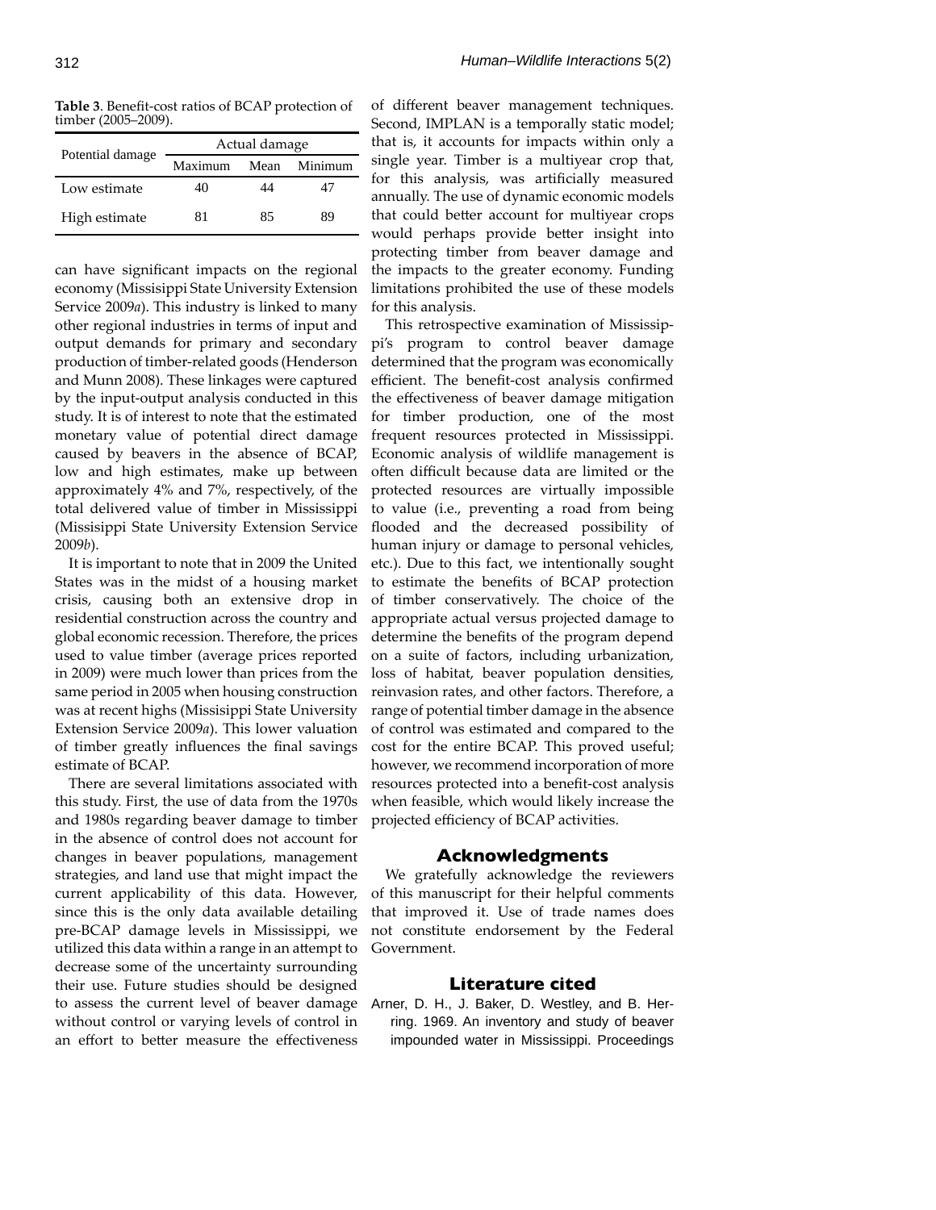**Table 3**. Benefit-cost ratios of BCAP protection of timber (2005–2009).

| Potential damage | Actual damage | | |
|---|---|---|---|
| | Maximum | Mean | Minimum |
| Low estimate | 40 | 44 | 47 |
| High estimate | 81 | 85 | 89 |

can have significant impacts on the regional economy (Missisippi State University Extension Service 2009*a*). This industry is linked to many other regional industries in terms of input and output demands for primary and secondary production of timber-related goods (Henderson and Munn 2008). These linkages were captured by the input-output analysis conducted in this study. It is of interest to note that the estimated monetary value of potential direct damage caused by beavers in the absence of BCAP, low and high estimates, make up between approximately 4% and 7%, respectively, of the total delivered value of timber in Mississippi (Missisippi State University Extension Service 2009*b*).

It is important to note that in 2009 the United States was in the midst of a housing market crisis, causing both an extensive drop in residential construction across the country and global economic recession. Therefore, the prices used to value timber (average prices reported in 2009) were much lower than prices from the same period in 2005 when housing construction was at recent highs (Missisippi State University Extension Service 2009*a*). This lower valuation of timber greatly influences the final savings estimate of BCAP.

There are several limitations associated with this study. First, the use of data from the 1970s and 1980s regarding beaver damage to timber in the absence of control does not account for changes in beaver populations, management strategies, and land use that might impact the current applicability of this data. However, since this is the only data available detailing pre-BCAP damage levels in Mississippi, we utilized this data within a range in an attempt to decrease some of the uncertainty surrounding their use. Future studies should be designed to assess the current level of beaver damage without control or varying levels of control in an effort to better measure the effectiveness of different beaver management techniques. Second, IMPLAN is a temporally static model; that is, it accounts for impacts within only a single year. Timber is a multiyear crop that, for this analysis, was artificially measured annually. The use of dynamic economic models that could better account for multiyear crops would perhaps provide better insight into protecting timber from beaver damage and the impacts to the greater economy. Funding limitations prohibited the use of these models for this analysis.

This retrospective examination of Mississippi's program to control beaver damage determined that the program was economically efficient. The benefit-cost analysis confirmed the effectiveness of beaver damage mitigation for timber production, one of the most frequent resources protected in Mississippi. Economic analysis of wildlife management is often difficult because data are limited or the protected resources are virtually impossible to value (i.e., preventing a road from being flooded and the decreased possibility of human injury or damage to personal vehicles, etc.). Due to this fact, we intentionally sought to estimate the benefits of BCAP protection of timber conservatively. The choice of the appropriate actual versus projected damage to determine the benefits of the program depend on a suite of factors, including urbanization, loss of habitat, beaver population densities, reinvasion rates, and other factors. Therefore, a range of potential timber damage in the absence of control was estimated and compared to the cost for the entire BCAP. This proved useful; however, we recommend incorporation of more resources protected into a benefit-cost analysis when feasible, which would likely increase the projected efficiency of BCAP activities.

## Acknowledgments

We gratefully acknowledge the reviewers of this manuscript for their helpful comments that improved it. Use of trade names does not constitute endorsement by the Federal Government.

## Literature cited

Arner, D. H., J. Baker, D. Westley, and B. Herring. 1969. An inventory and study of beaver impounded water in Mississippi. Proceedings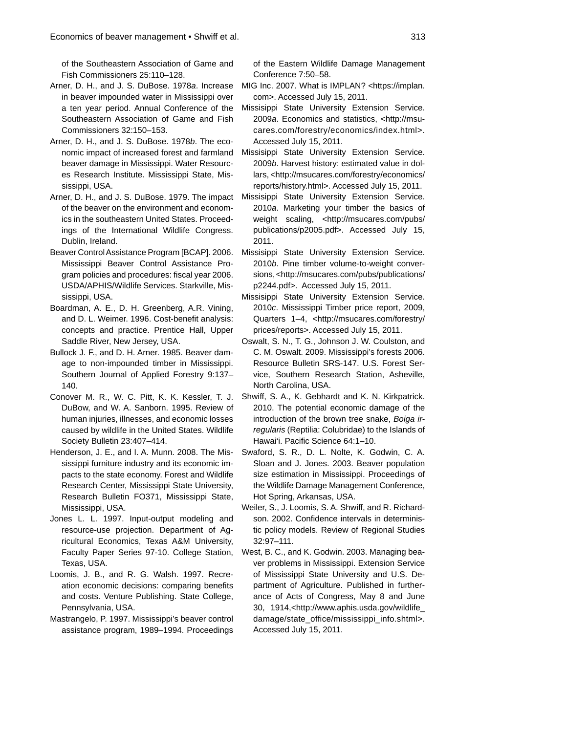of the Southeastern Association of Game and Fish Commissioners 25:110–128.

Arner, D. H., and J. S. DuBose. 1978*a*. Increase in beaver impounded water in Mississippi over a ten year period. Annual Conference of the Southeastern Association of Game and Fish Commissioners 32:150–153.

Arner, D. H., and J. S. DuBose. 1978*b*. The economic impact of increased forest and farmland beaver damage in Mississippi. Water Resources Research Institute. Mississippi State, Mississippi, USA.

Arner, D. H., and J. S. DuBose. 1979. The impact of the beaver on the environment and economics in the southeastern United States. Proceedings of the International Wildlife Congress. Dublin, Ireland.

Beaver Control Assistance Program [BCAP]. 2006. Mississippi Beaver Control Assistance Program policies and procedures: fiscal year 2006. USDA/APHIS/Wildlife Services. Starkville, Mississippi, USA.

Boardman, A. E., D. H. Greenberg, A.R. Vining, and D. L. Weimer. 1996. Cost-benefit analysis: concepts and practice. Prentice Hall, Upper Saddle River, New Jersey, USA.

Bullock J. F., and D. H. Arner. 1985. Beaver damage to non-impounded timber in Mississippi. Southern Journal of Applied Forestry 9:137–140.

Conover M. R., W. C. Pitt, K. K. Kessler, T. J. DuBow, and W. A. Sanborn. 1995. Review of human injuries, illnesses, and economic losses caused by wildlife in the United States. Wildlife Society Bulletin 23:407–414.

Henderson, J. E., and I. A. Munn. 2008. The Mississippi furniture industry and its economic impacts to the state economy. Forest and Wildlife Research Center, Mississippi State University, Research Bulletin FO371, Mississippi State, Mississippi, USA.

Jones L. L. 1997. Input-output modeling and resource-use projection. Department of Agricultural Economics, Texas A&M University, Faculty Paper Series 97-10. College Station, Texas, USA.

Loomis, J. B., and R. G. Walsh. 1997. Recreation economic decisions: comparing benefits and costs. Venture Publishing. State College, Pennsylvania, USA.

Mastrangelo, P. 1997. Mississippi's beaver control assistance program, 1989–1994. Proceedings of the Eastern Wildlife Damage Management Conference 7:50–58.

MIG Inc. 2007. What is IMPLAN? <https://implan.com>. Accessed July 15, 2011.

Missisippi State University Extension Service. 2009*a*. Economics and statistics, <http://msucares.com/forestry/economics/index.html>. Accessed July 15, 2011.

Missisippi State University Extension Service. 2009*b*. Harvest history: estimated value in dollars, <http://msucares.com/forestry/economics/reports/history.html>. Accessed July 15, 2011.

Missisippi State University Extension Service. 2010*a*. Marketing your timber the basics of weight scaling, <http://msucares.com/pubs/publications/p2005.pdf>. Accessed July 15, 2011.

Missisippi State University Extension Service. 2010*b*. Pine timber volume-to-weight conversions, <http://msucares.com/pubs/publications/p2244.pdf>. Accessed July 15, 2011.

Missisippi State University Extension Service. 2010*c*. Mississippi Timber price report, 2009, Quarters 1–4, <http://msucares.com/forestry/prices/reports>. Accessed July 15, 2011.

Oswalt, S. N., T. G., Johnson J. W. Coulston, and C. M. Oswalt. 2009. Mississippi's forests 2006. Resource Bulletin SRS-147. U.S. Forest Service, Southern Research Station, Asheville, North Carolina, USA.

Shwiff, S. A., K. Gebhardt and K. N. Kirkpatrick. 2010. The potential economic damage of the introduction of the brown tree snake, *Boiga irregularis* (Reptilia: Colubridae) to the Islands of Hawai'i. Pacific Science 64:1–10.

Swaford, S. R., D. L. Nolte, K. Godwin, C. A. Sloan and J. Jones. 2003. Beaver population size estimation in Mississippi. Proceedings of the Wildlife Damage Management Conference, Hot Spring, Arkansas, USA.

Weiler, S., J. Loomis, S. A. Shwiff, and R. Richardson. 2002. Confidence intervals in deterministic policy models. Review of Regional Studies 32:97–111.

West, B. C., and K. Godwin. 2003. Managing beaver problems in Mississippi. Extension Service of Mississippi State University and U.S. Department of Agriculture. Published in furtherance of Acts of Congress, May 8 and June 30, 1914,<http://www.aphis.usda.gov/wildlife_damage/state_office/mississippi_info.shtml>. Accessed July 15, 2011.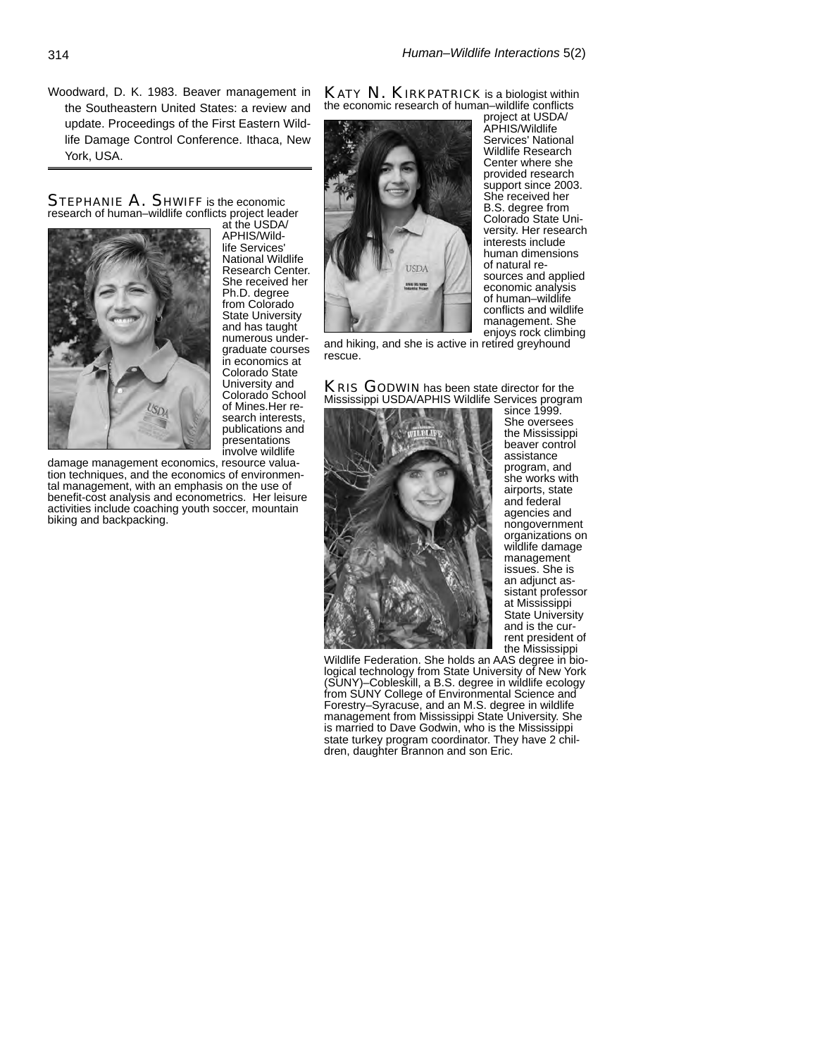Woodward, D. K. 1983. Beaver management in the Southeastern United States: a review and update. Proceedings of the First Eastern Wildlife Damage Control Conference. Ithaca, New York, USA.

---

**STEPHANIE A. SHWIFF** is the economic research of human–wildlife conflicts project leader at the USDA/APHIS/Wildlife Services' National Wildlife Research Center. She received her Ph.D. degree from Colorado State University and has taught numerous undergraduate courses in economics at Colorado State University and Colorado School of Mines.Her research interests, publications and presentations involve wildlife damage management economics, resource valuation techniques, and the economics of environmental management, with an emphasis on the use of benefit-cost analysis and econometrics. Her leisure activities include coaching youth soccer, mountain biking and backpacking.

**KATY N. KIRKPATRICK** is a biologist within the economic research of human–wildlife conflicts project at USDA/APHIS/Wildlife Services' National Wildlife Research Center where she provided research support since 2003. She received her B.S. degree from Colorado State University. Her research interests include human dimensions of natural resources and applied economic analysis of human–wildlife conflicts and wildlife management. She enjoys rock climbing and hiking, and she is active in retired greyhound rescue.

**KRIS GODWIN** has been state director for the Mississippi USDA/APHIS Wildlife Services program since 1999. She oversees the Mississippi beaver control assistance program, and she works with airports, state and federal agencies and nongovernment organizations on wildlife damage management issues. She is an adjunct assistant professor at Mississippi State University and is the current president of the Mississippi Wildlife Federation. She holds an AAS degree in biological technology from State University of New York (SUNY)–Cobleskill, a B.S. degree in wildlife ecology from SUNY College of Environmental Science and Forestry–Syracuse, and an M.S. degree in wildlife management from Mississippi State University. She is married to Dave Godwin, who is the Mississippi state turkey program coordinator. They have 2 children, daughter Brannon and son Eric.